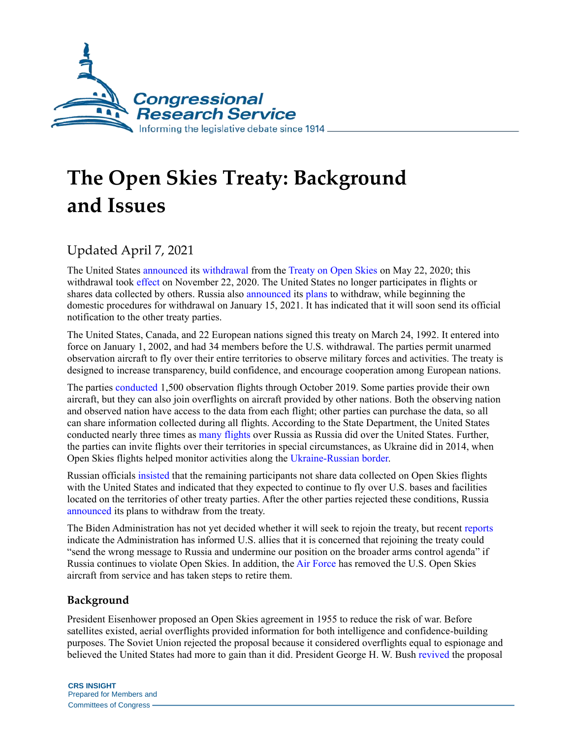# The Open Skies Treaty: Background and Issues

Updated April 7, 2021

The United States announced its withdrawal from the Treaty on Open Skies on May 22, 2020; this withdrawal took effect on November 22, 2020. The United States no longer participates in flights or shares data collected by others. Russia also announced its plans to withdraw, while beginning the domestic procedures for withdrawal on January 15, 2021. It has indicated that it will soon send its official notification to the other treaty parties.

The United States, Canada, and 22 European nations signed this treaty on March 24, 1992. It entered into force on January 1, 2002, and had 34 members before the U.S. withdrawal. The parties permit unarmed observation aircraft to fly over their entire territories to observe military forces and activities. The treaty is designed to increase transparency, build confidence, and encourage cooperation among European nations.

The parties conducted 1,500 observation flights through October 2019. Some parties provide their own aircraft, but they can also join overflights on aircraft provided by other nations. Both the observing nation and observed nation have access to the data from each flight; other parties can purchase the data, so all can share information collected during all flights. According to the State Department, the United States conducted nearly three times as many flights over Russia as Russia did over the United States. Further, the parties can invite flights over their territories in special circumstances, as Ukraine did in 2014, when Open Skies flights helped monitor activities along the Ukraine-Russian border.

Russian officials insisted that the remaining participants not share data collected on Open Skies flights with the United States and indicated that they expected to continue to fly over U.S. bases and facilities located on the territories of other treaty parties. After the other parties rejected these conditions, Russia announced its plans to withdraw from the treaty.

The Biden Administration has not yet decided whether it will seek to rejoin the treaty, but recent reports indicate the Administration has informed U.S. allies that it is concerned that rejoining the treaty could "send the wrong message to Russia and undermine our position on the broader arms control agenda" if Russia continues to violate Open Skies. In addition, the Air Force has removed the U.S. Open Skies aircraft from service and has taken steps to retire them.

## Background

President Eisenhower proposed an Open Skies agreement in 1955 to reduce the risk of war. Before satellites existed, aerial overflights provided information for both intelligence and confidence-building purposes. The Soviet Union rejected the proposal because it considered overflights equal to espionage and believed the United States had more to gain than it did. President George H. W. Bush revived the proposal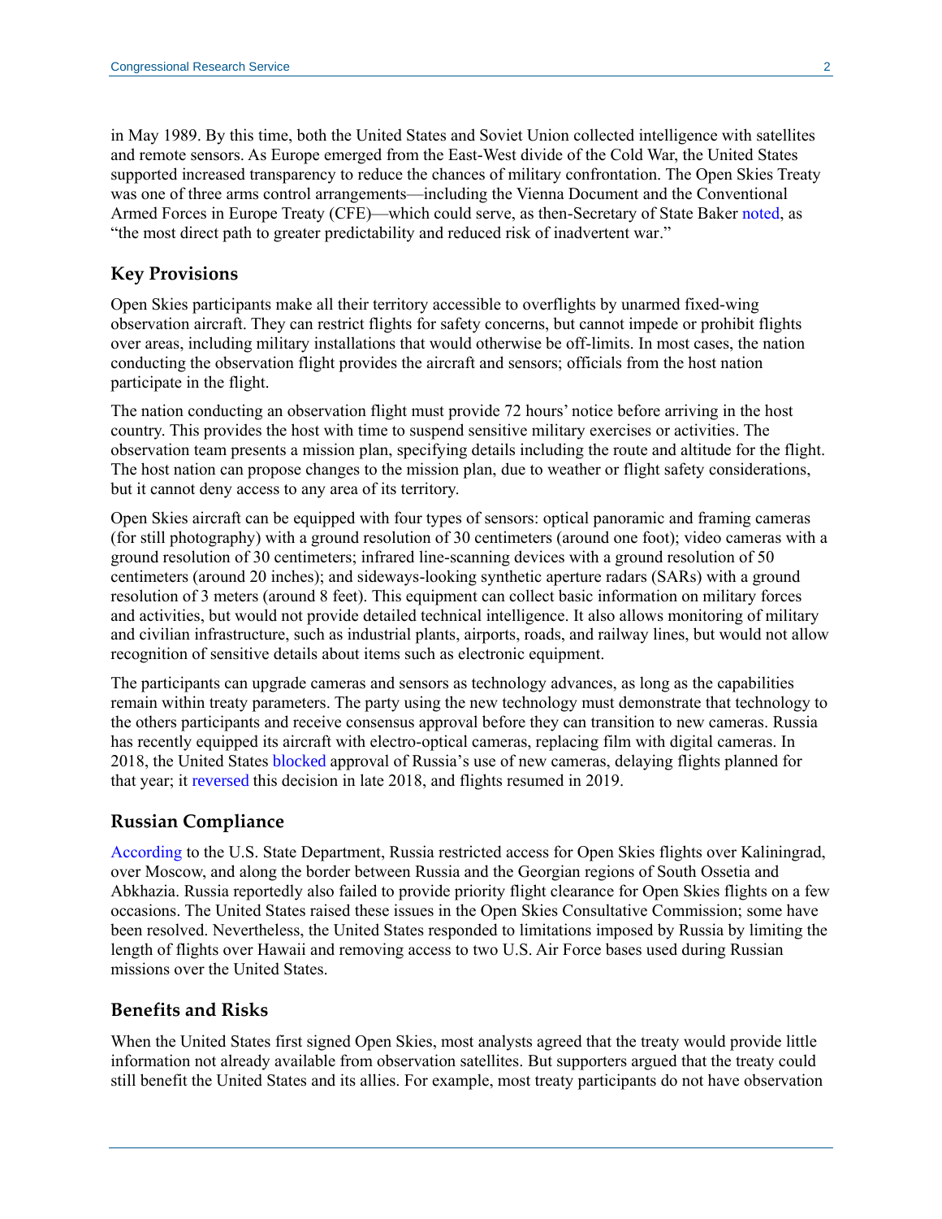in May 1989. By this time, both the United States and Soviet Union collected intelligence with satellites and remote sensors. As Europe emerged from the East-West divide of the Cold War, the United States supported increased transparency to reduce the chances of military confrontation. The Open Skies Treaty was one of three arms control arrangements—including the Vienna Document and the Conventional Armed Forces in Europe Treaty (CFE)—which could serve, as then-Secretary of State Baker noted, as "the most direct path to greater predictability and reduced risk of inadvertent war."

### Key Provisions

Open Skies participants make all their territory accessible to overflights by unarmed fixed-wing observation aircraft. They can restrict flights for safety concerns, but cannot impede or prohibit flights over areas, including military installations that would otherwise be off-limits. In most cases, the nation conducting the observation flight provides the aircraft and sensors; officials from the host nation participate in the flight.

The nation conducting an observation flight must provide 72 hours' notice before arriving in the host country. This provides the host with time to suspend sensitive military exercises or activities. The observation team presents a mission plan, specifying details including the route and altitude for the flight. The host nation can propose changes to the mission plan, due to weather or flight safety considerations, but it cannot deny access to any area of its territory.

Open Skies aircraft can be equipped with four types of sensors: optical panoramic and framing cameras (for still photography) with a ground resolution of 30 centimeters (around one foot); video cameras with a ground resolution of 30 centimeters; infrared line-scanning devices with a ground resolution of 50 centimeters (around 20 inches); and sideways-looking synthetic aperture radars (SARs) with a ground resolution of 3 meters (around 8 feet). This equipment can collect basic information on military forces and activities, but would not provide detailed technical intelligence. It also allows monitoring of military and civilian infrastructure, such as industrial plants, airports, roads, and railway lines, but would not allow recognition of sensitive details about items such as electronic equipment.

The participants can upgrade cameras and sensors as technology advances, as long as the capabilities remain within treaty parameters. The party using the new technology must demonstrate that technology to the others participants and receive consensus approval before they can transition to new cameras. Russia has recently equipped its aircraft with electro-optical cameras, replacing film with digital cameras. In 2018, the United States blocked approval of Russia's use of new cameras, delaying flights planned for that year; it reversed this decision in late 2018, and flights resumed in 2019.

### Russian Compliance

According to the U.S. State Department, Russia restricted access for Open Skies flights over Kaliningrad, over Moscow, and along the border between Russia and the Georgian regions of South Ossetia and Abkhazia. Russia reportedly also failed to provide priority flight clearance for Open Skies flights on a few occasions. The United States raised these issues in the Open Skies Consultative Commission; some have been resolved. Nevertheless, the United States responded to limitations imposed by Russia by limiting the length of flights over Hawaii and removing access to two U.S. Air Force bases used during Russian missions over the United States.

### Benefits and Risks

When the United States first signed Open Skies, most analysts agreed that the treaty would provide little information not already available from observation satellites. But supporters argued that the treaty could still benefit the United States and its allies. For example, most treaty participants do not have observation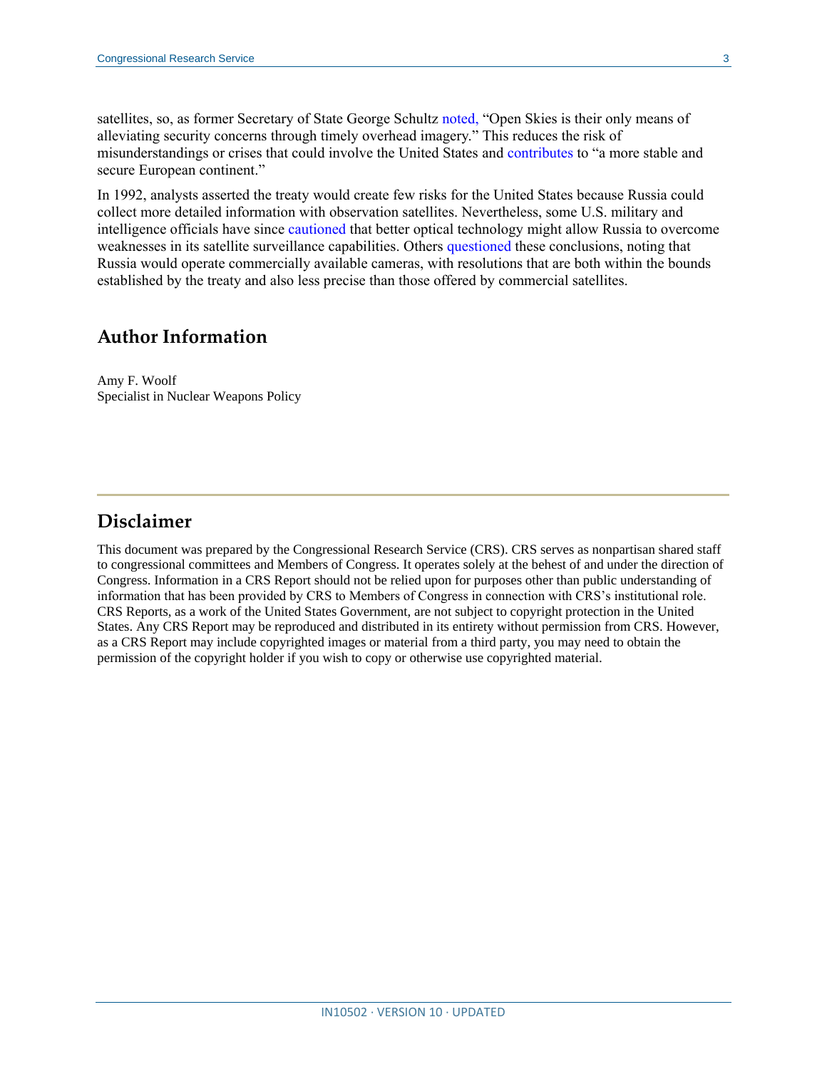satellites, so, as former Secretary of State George Schultz noted, "Open Skies is their only means of alleviating security concerns through timely overhead imagery." This reduces the risk of misunderstandings or crises that could involve the United States and contributes to "a more stable and secure European continent."

In 1992, analysts asserted the treaty would create few risks for the United States because Russia could collect more detailed information with observation satellites. Nevertheless, some U.S. military and intelligence officials have since cautioned that better optical technology might allow Russia to overcome weaknesses in its satellite surveillance capabilities. Others questioned these conclusions, noting that Russia would operate commercially available cameras, with resolutions that are both within the bounds established by the treaty and also less precise than those offered by commercial satellites.

## Author Information

Amy F. Woolf
Specialist in Nuclear Weapons Policy

## Disclaimer

This document was prepared by the Congressional Research Service (CRS). CRS serves as nonpartisan shared staff to congressional committees and Members of Congress. It operates solely at the behest of and under the direction of Congress. Information in a CRS Report should not be relied upon for purposes other than public understanding of information that has been provided by CRS to Members of Congress in connection with CRS's institutional role. CRS Reports, as a work of the United States Government, are not subject to copyright protection in the United States. Any CRS Report may be reproduced and distributed in its entirety without permission from CRS. However, as a CRS Report may include copyrighted images or material from a third party, you may need to obtain the permission of the copyright holder if you wish to copy or otherwise use copyrighted material.